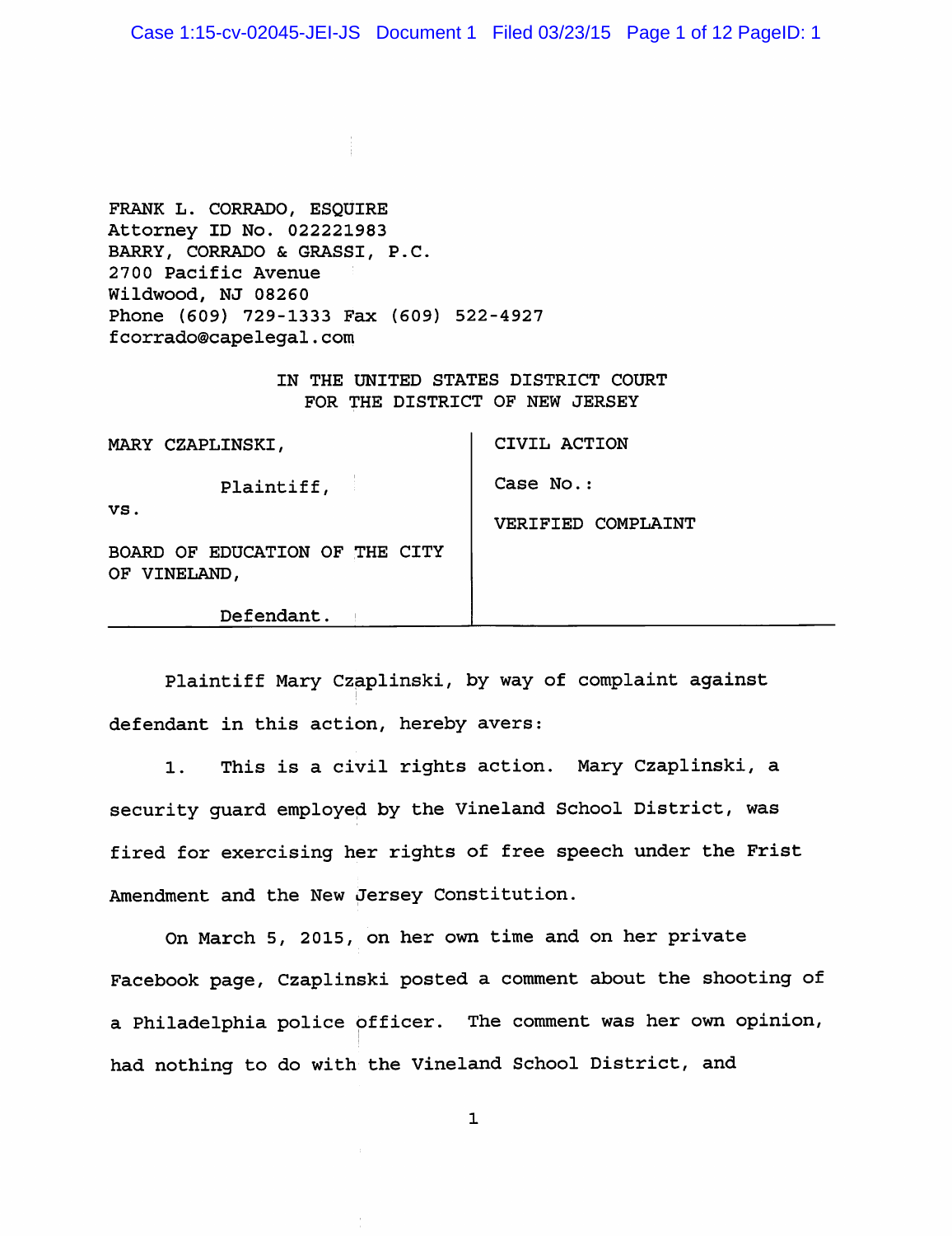FRANK L. CORRADO, ESQUIRE
Attorney ID No. 022221983
BARRY, CORRADO & GRASSI, P.C.
2700 Pacific Avenue
Wildwood, NJ 08260
Phone (609) 729-1333 Fax (609) 522-4927
fcorrado@capelegal.com

IN THE UNITED STATES DISTRICT COURT
FOR THE DISTRICT OF NEW JERSEY

| | |
|---|---|
| MARY CZAPLINSKI,<br><br>Plaintiff,<br><br>vs.<br><br>BOARD OF EDUCATION OF THE CITY OF VINELAND,<br><br>Defendant. | CIVIL ACTION<br><br>Case No.:<br><br>VERIFIED COMPLAINT |

Plaintiff Mary Czaplinski, by way of complaint against defendant in this action, hereby avers:

1. This is a civil rights action. Mary Czaplinski, a security guard employed by the Vineland School District, was fired for exercising her rights of free speech under the Frist Amendment and the New Jersey Constitution.

On March 5, 2015, on her own time and on her private Facebook page, Czaplinski posted a comment about the shooting of a Philadelphia police officer. The comment was her own opinion, had nothing to do with the Vineland School District, and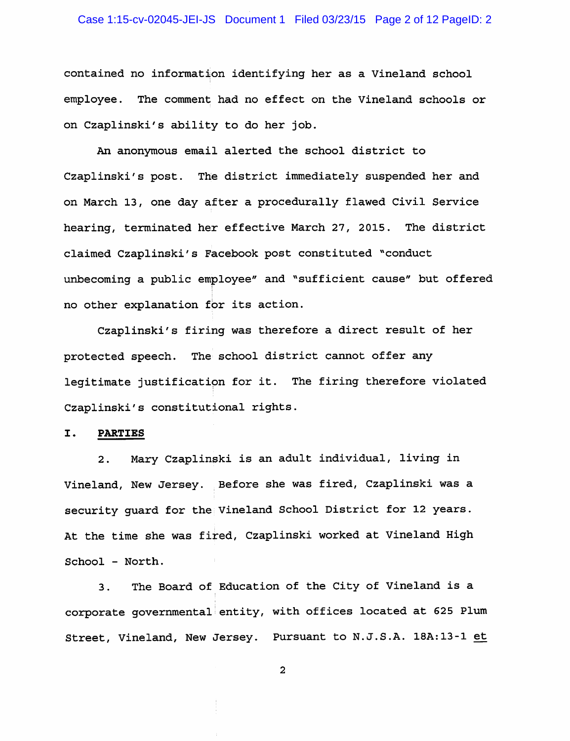contained no information identifying her as a Vineland school employee. The comment had no effect on the Vineland schools or on Czaplinski's ability to do her job.

An anonymous email alerted the school district to Czaplinski's post. The district immediately suspended her and on March 13, one day after a procedurally flawed Civil Service hearing, terminated her effective March 27, 2015. The district claimed Czaplinski's Facebook post constituted "conduct unbecoming a public employee" and "sufficient cause" but offered no other explanation for its action.

Czaplinski's firing was therefore a direct result of her protected speech. The school district cannot offer any legitimate justification for it. The firing therefore violated Czaplinski's constitutional rights.

## I. PARTIES

2. Mary Czaplinski is an adult individual, living in Vineland, New Jersey. Before she was fired, Czaplinski was a security guard for the Vineland School District for 12 years. At the time she was fired, Czaplinski worked at Vineland High School - North.

3. The Board of Education of the City of Vineland is a corporate governmental entity, with offices located at 625 Plum Street, Vineland, New Jersey. Pursuant to N.J.S.A. 18A:13-1 et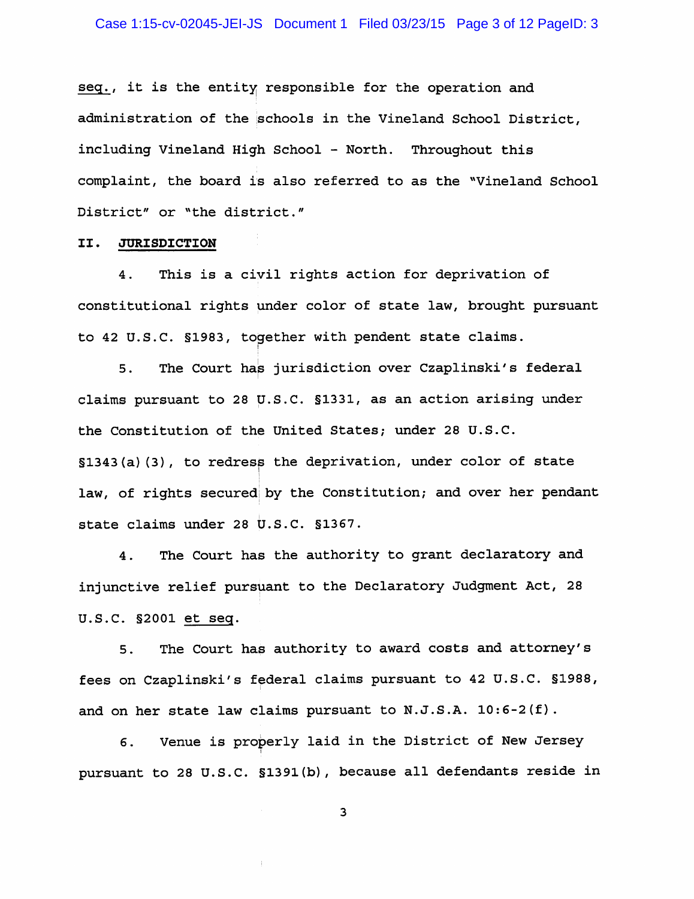seq., it is the entity responsible for the operation and administration of the schools in the Vineland School District, including Vineland High School - North. Throughout this complaint, the board is also referred to as the "Vineland School District" or "the district."

## II. JURISDICTION

4. This is a civil rights action for deprivation of constitutional rights under color of state law, brought pursuant to 42 U.S.C. §1983, together with pendent state claims.

5. The Court has jurisdiction over Czaplinski's federal claims pursuant to 28 U.S.C. §1331, as an action arising under the Constitution of the United States; under 28 U.S.C. §1343(a)(3), to redress the deprivation, under color of state law, of rights secured by the Constitution; and over her pendant state claims under 28 U.S.C. §1367.

4. The Court has the authority to grant declaratory and injunctive relief pursuant to the Declaratory Judgment Act, 28 U.S.C. §2001 et seq.

5. The Court has authority to award costs and attorney's fees on Czaplinski's federal claims pursuant to 42 U.S.C. §1988, and on her state law claims pursuant to N.J.S.A. 10:6-2(f).

6. Venue is properly laid in the District of New Jersey pursuant to 28 U.S.C. §1391(b), because all defendants reside in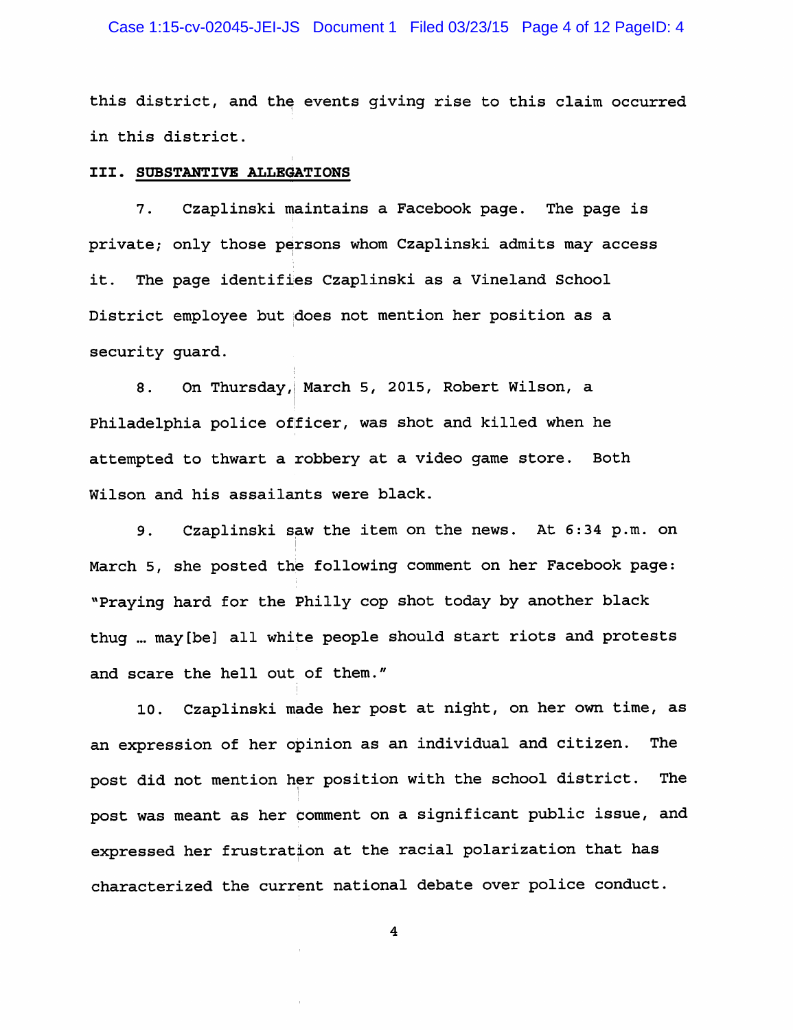this district, and the events giving rise to this claim occurred in this district.

## III. SUBSTANTIVE ALLEGATIONS

7. Czaplinski maintains a Facebook page. The page is private; only those persons whom Czaplinski admits may access it. The page identifies Czaplinski as a Vineland School District employee but does not mention her position as a security guard.

8. On Thursday, March 5, 2015, Robert Wilson, a Philadelphia police officer, was shot and killed when he attempted to thwart a robbery at a video game store. Both Wilson and his assailants were black.

9. Czaplinski saw the item on the news. At 6:34 p.m. on March 5, she posted the following comment on her Facebook page: "Praying hard for the Philly cop shot today by another black thug … may[be] all white people should start riots and protests and scare the hell out of them."

10. Czaplinski made her post at night, on her own time, as an expression of her opinion as an individual and citizen. The post did not mention her position with the school district. The post was meant as her comment on a significant public issue, and expressed her frustration at the racial polarization that has characterized the current national debate over police conduct.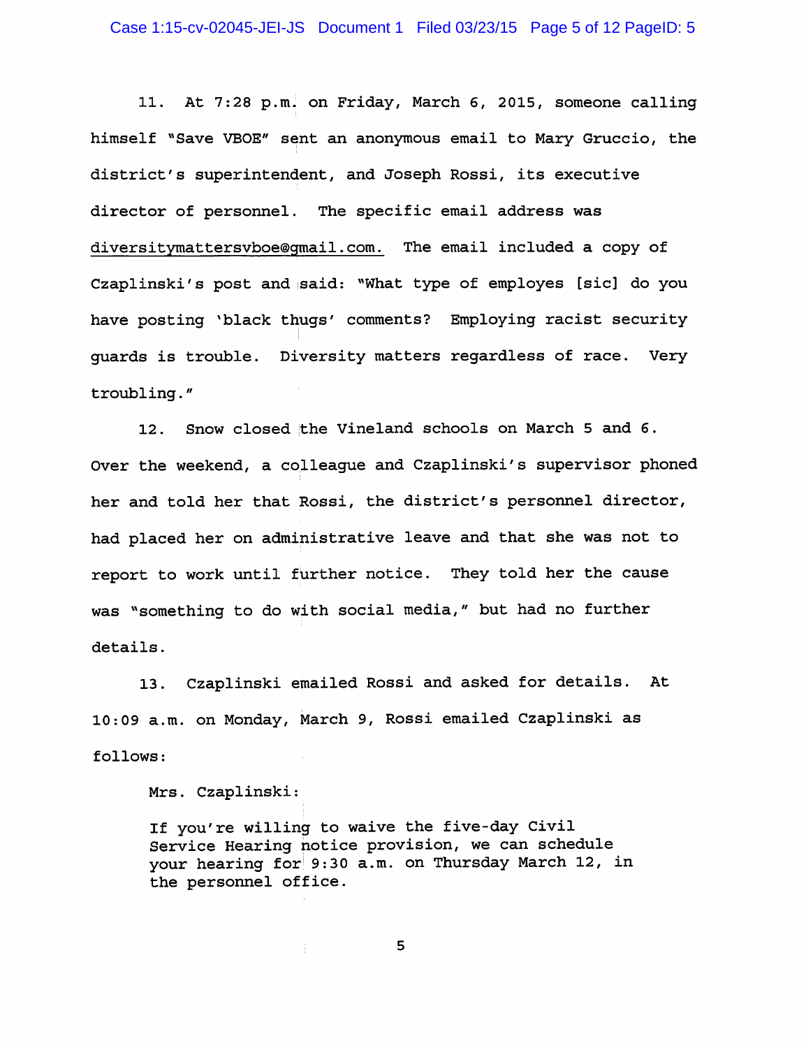11. At 7:28 p.m. on Friday, March 6, 2015, someone calling himself "Save VBOE" sent an anonymous email to Mary Gruccio, the district's superintendent, and Joseph Rossi, its executive director of personnel. The specific email address was diversitymattersvboe@gmail.com. The email included a copy of Czaplinski's post and said: "What type of employes [sic] do you have posting 'black thugs' comments? Employing racist security guards is trouble. Diversity matters regardless of race. Very troubling."

12. Snow closed the Vineland schools on March 5 and 6. Over the weekend, a colleague and Czaplinski's supervisor phoned her and told her that Rossi, the district's personnel director, had placed her on administrative leave and that she was not to report to work until further notice. They told her the cause was "something to do with social media," but had no further details.

13. Czaplinski emailed Rossi and asked for details. At 10:09 a.m. on Monday, March 9, Rossi emailed Czaplinski as follows:

> Mrs. Czaplinski:
>
> If you're willing to waive the five-day Civil Service Hearing notice provision, we can schedule your hearing for 9:30 a.m. on Thursday March 12, in the personnel office.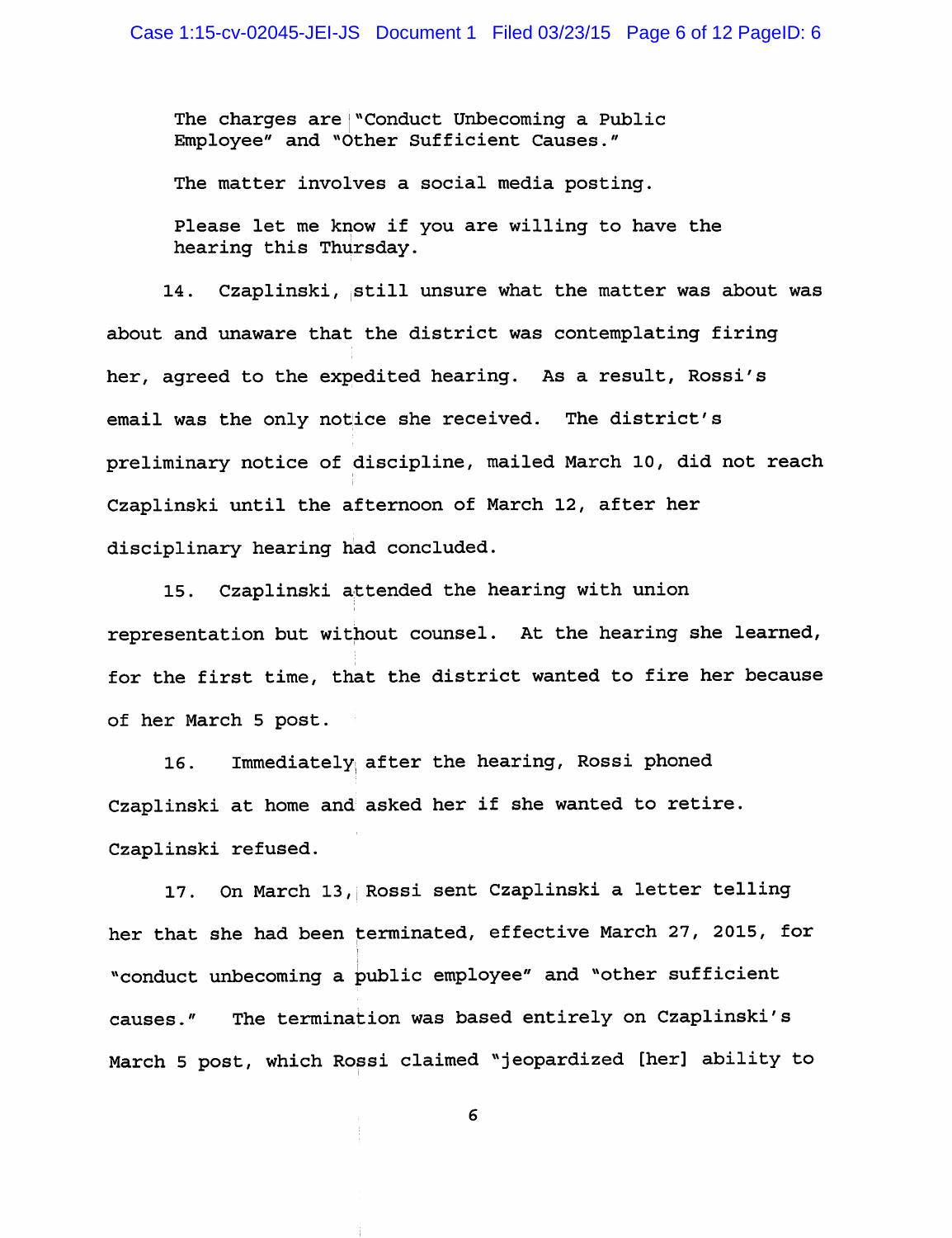The charges are "Conduct Unbecoming a Public Employee" and "Other Sufficient Causes."

The matter involves a social media posting.

Please let me know if you are willing to have the hearing this Thursday.

14. Czaplinski, still unsure what the matter was about was about and unaware that the district was contemplating firing her, agreed to the expedited hearing. As a result, Rossi's email was the only notice she received. The district's preliminary notice of discipline, mailed March 10, did not reach Czaplinski until the afternoon of March 12, after her disciplinary hearing had concluded.

15. Czaplinski attended the hearing with union representation but without counsel. At the hearing she learned, for the first time, that the district wanted to fire her because of her March 5 post.

16. Immediately after the hearing, Rossi phoned Czaplinski at home and asked her if she wanted to retire. Czaplinski refused.

17. On March 13, Rossi sent Czaplinski a letter telling her that she had been terminated, effective March 27, 2015, for "conduct unbecoming a public employee" and "other sufficient causes." The termination was based entirely on Czaplinski's March 5 post, which Rossi claimed "jeopardized [her] ability to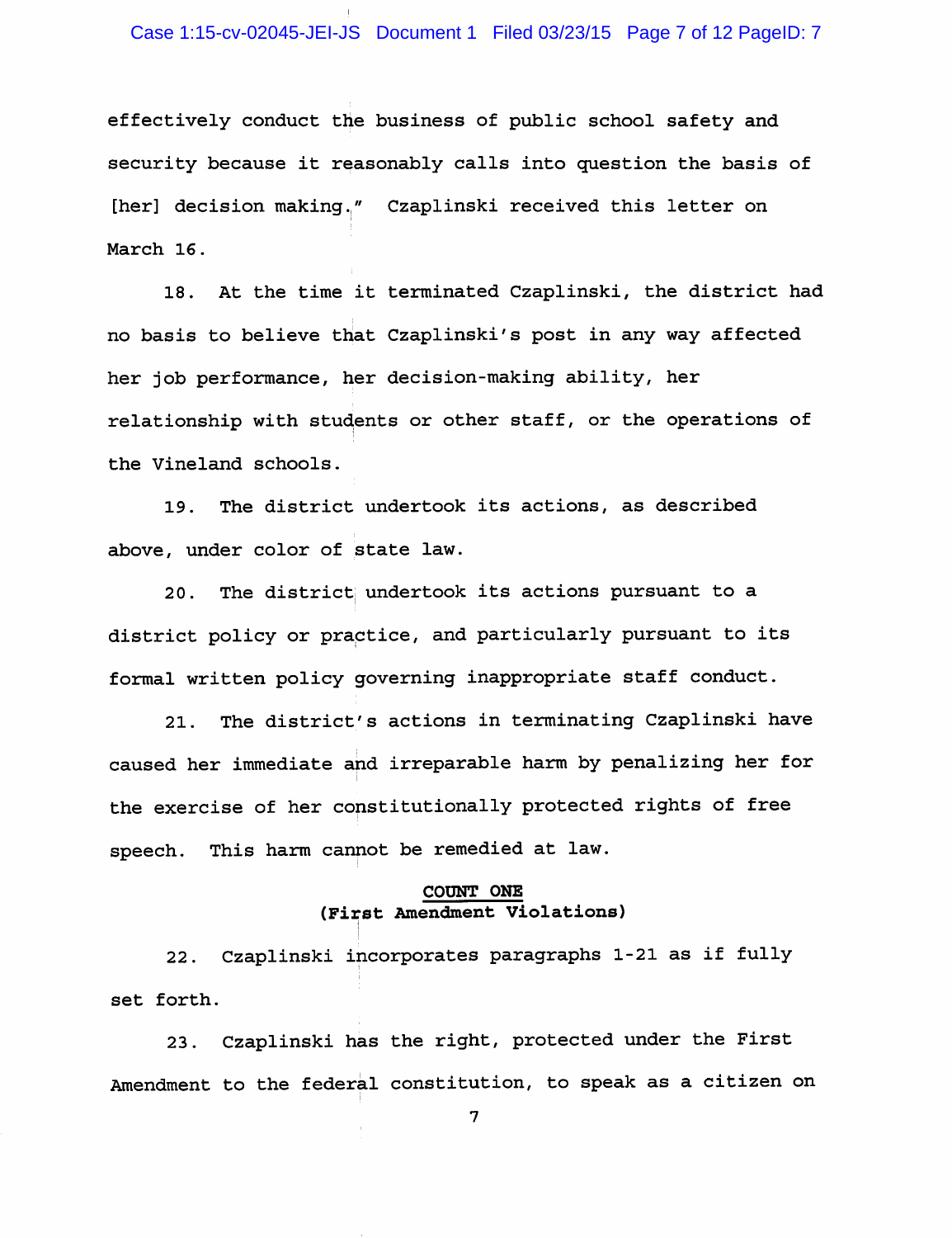effectively conduct the business of public school safety and security because it reasonably calls into question the basis of [her] decision making." Czaplinski received this letter on March 16.

18. At the time it terminated Czaplinski, the district had no basis to believe that Czaplinski's post in any way affected her job performance, her decision-making ability, her relationship with students or other staff, or the operations of the Vineland schools.

19. The district undertook its actions, as described above, under color of state law.

20. The district undertook its actions pursuant to a district policy or practice, and particularly pursuant to its formal written policy governing inappropriate staff conduct.

21. The district's actions in terminating Czaplinski have caused her immediate and irreparable harm by penalizing her for the exercise of her constitutionally protected rights of free speech. This harm cannot be remedied at law.

## COUNT ONE
### (First Amendment Violations)

22. Czaplinski incorporates paragraphs 1-21 as if fully set forth.

23. Czaplinski has the right, protected under the First Amendment to the federal constitution, to speak as a citizen on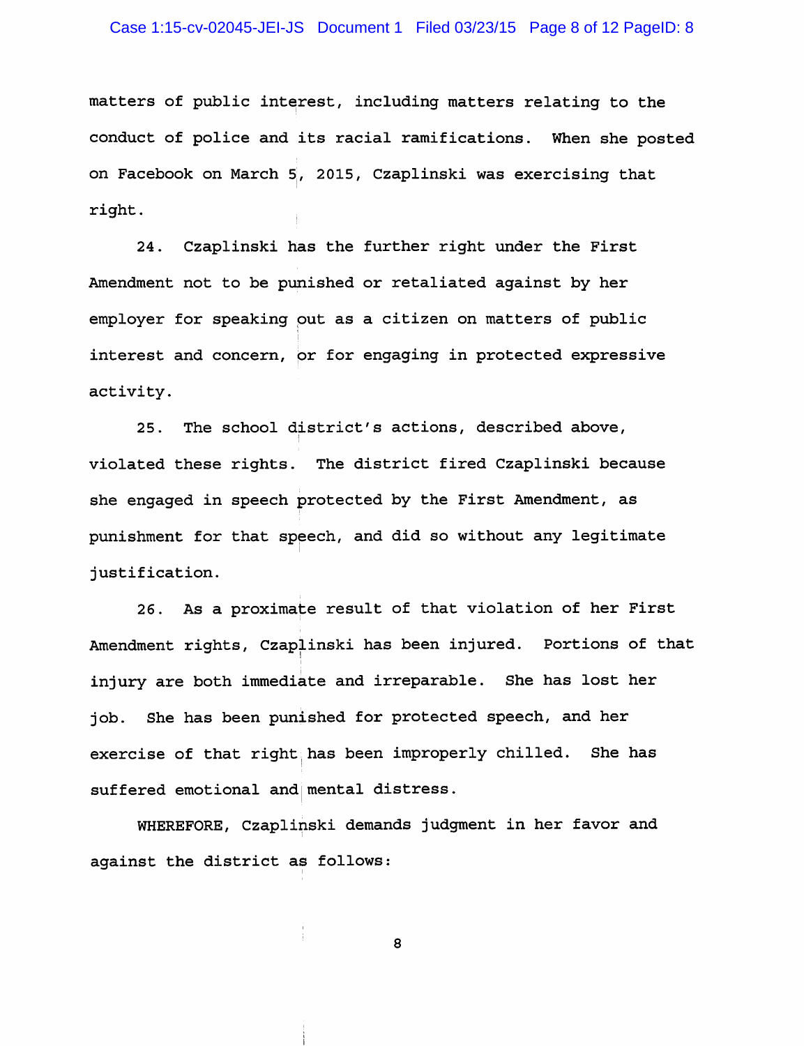matters of public interest, including matters relating to the conduct of police and its racial ramifications. When she posted on Facebook on March 5, 2015, Czaplinski was exercising that right.

24. Czaplinski has the further right under the First Amendment not to be punished or retaliated against by her employer for speaking out as a citizen on matters of public interest and concern, or for engaging in protected expressive activity.

25. The school district's actions, described above, violated these rights. The district fired Czaplinski because she engaged in speech protected by the First Amendment, as punishment for that speech, and did so without any legitimate justification.

26. As a proximate result of that violation of her First Amendment rights, Czaplinski has been injured. Portions of that injury are both immediate and irreparable. She has lost her job. She has been punished for protected speech, and her exercise of that right has been improperly chilled. She has suffered emotional and mental distress.

WHEREFORE, Czaplinski demands judgment in her favor and against the district as follows: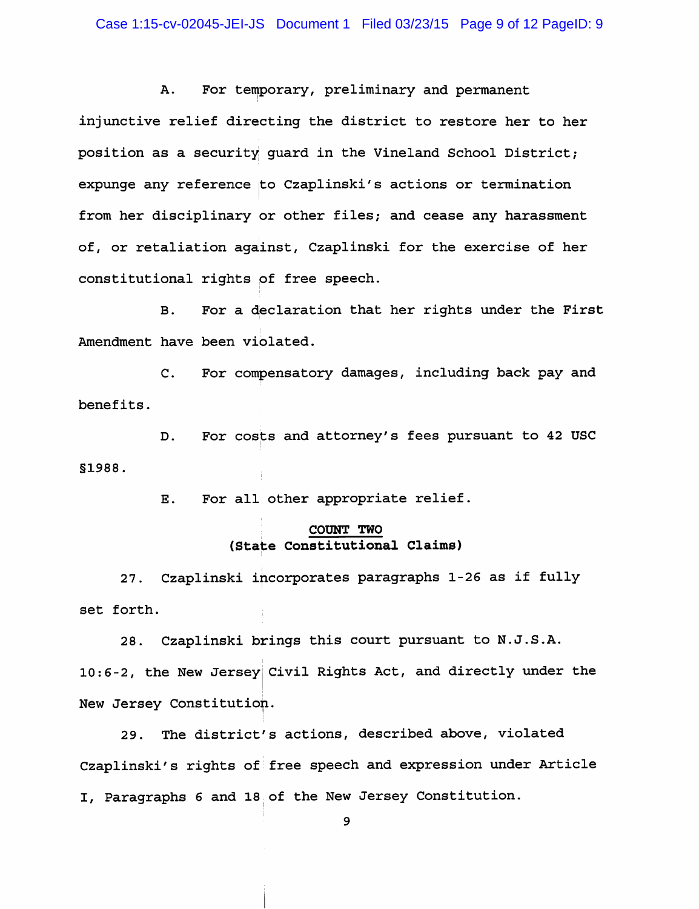A. For temporary, preliminary and permanent injunctive relief directing the district to restore her to her position as a security guard in the Vineland School District; expunge any reference to Czaplinski's actions or termination from her disciplinary or other files; and cease any harassment of, or retaliation against, Czaplinski for the exercise of her constitutional rights of free speech.

B. For a declaration that her rights under the First Amendment have been violated.

C. For compensatory damages, including back pay and benefits.

D. For costs and attorney's fees pursuant to 42 USC §1988.

E. For all other appropriate relief.

**COUNT TWO**
**(State Constitutional Claims)**

27. Czaplinski incorporates paragraphs 1-26 as if fully set forth.

28. Czaplinski brings this court pursuant to N.J.S.A. 10:6-2, the New Jersey Civil Rights Act, and directly under the New Jersey Constitution.

29. The district's actions, described above, violated Czaplinski's rights of free speech and expression under Article I, Paragraphs 6 and 18 of the New Jersey Constitution.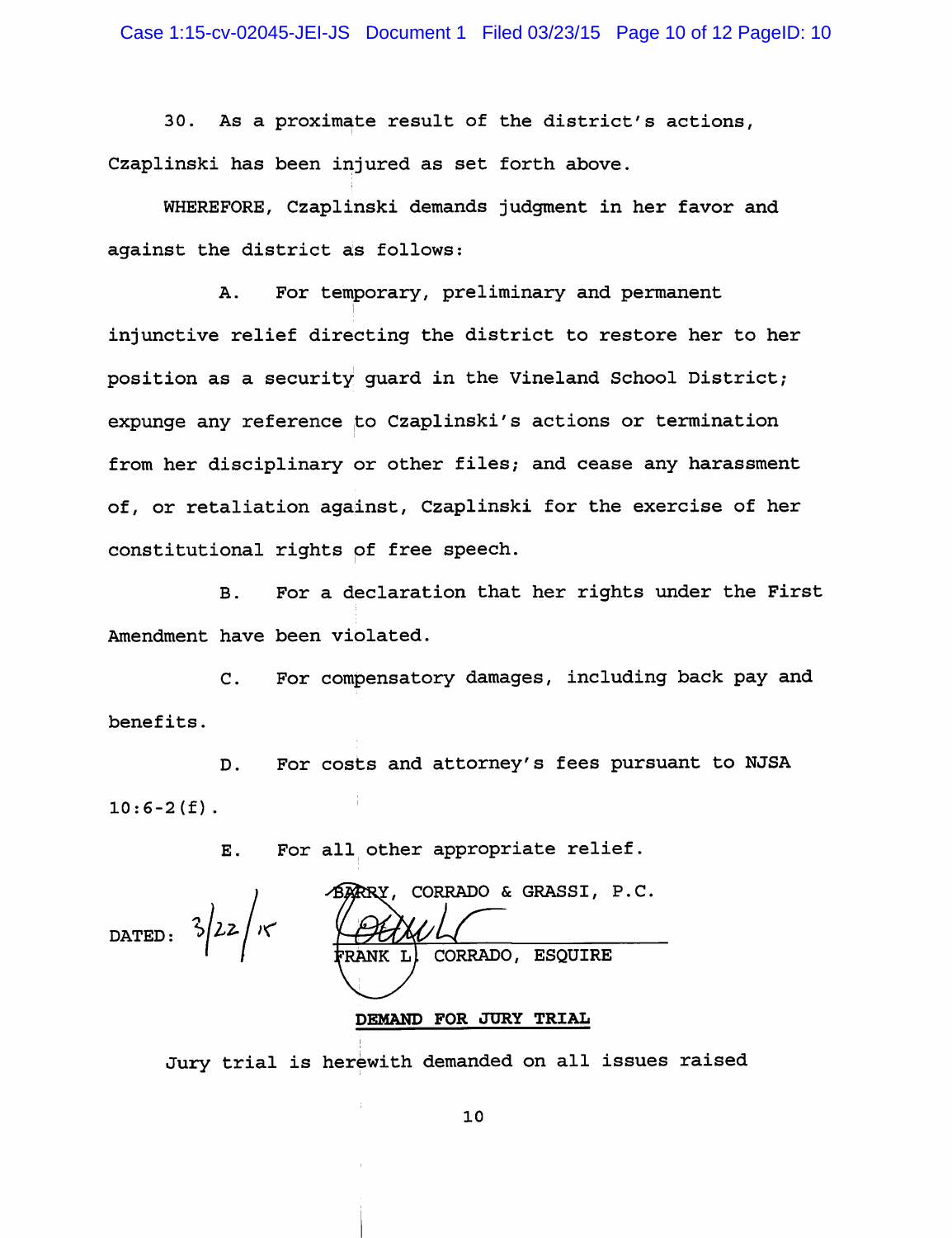30. As a proximate result of the district's actions, Czaplinski has been injured as set forth above.

WHEREFORE, Czaplinski demands judgment in her favor and against the district as follows:

A. For temporary, preliminary and permanent injunctive relief directing the district to restore her to her position as a security guard in the Vineland School District; expunge any reference to Czaplinski's actions or termination from her disciplinary or other files; and cease any harassment of, or retaliation against, Czaplinski for the exercise of her constitutional rights of free speech.

B. For a declaration that her rights under the First Amendment have been violated.

C. For compensatory damages, including back pay and benefits.

D. For costs and attorney's fees pursuant to NJSA 10:6-2(f).

E. For all other appropriate relief.

BARRY, CORRADO & GRASSI, P.C.

DATED: 3/22/15

FRANK L. CORRADO, ESQUIRE

**DEMAND FOR JURY TRIAL**

Jury trial is herewith demanded on all issues raised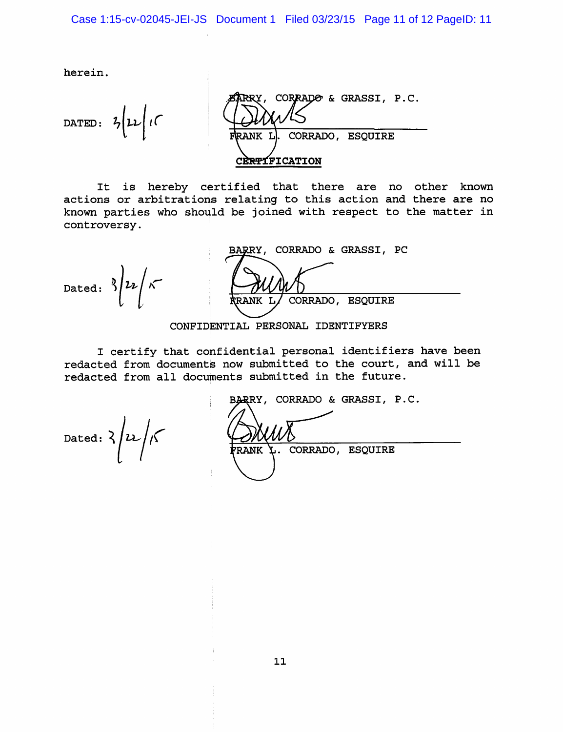herein.

DATED: 3/22/15

BARRY, CORRADO & GRASSI, P.C.

FRANK L. CORRADO, ESQUIRE

**CERTIFICATION**

It is hereby certified that there are no other known actions or arbitrations relating to this action and there are no known parties who should be joined with respect to the matter in controversy.

Dated: 3/22/15

BARRY, CORRADO & GRASSI, PC

FRANK L. CORRADO, ESQUIRE

CONFIDENTIAL PERSONAL IDENTIFYERS

I certify that confidential personal identifiers have been redacted from documents now submitted to the court, and will be redacted from all documents submitted in the future.

Dated: 3/22/15

BARRY, CORRADO & GRASSI, P.C.

FRANK L. CORRADO, ESQUIRE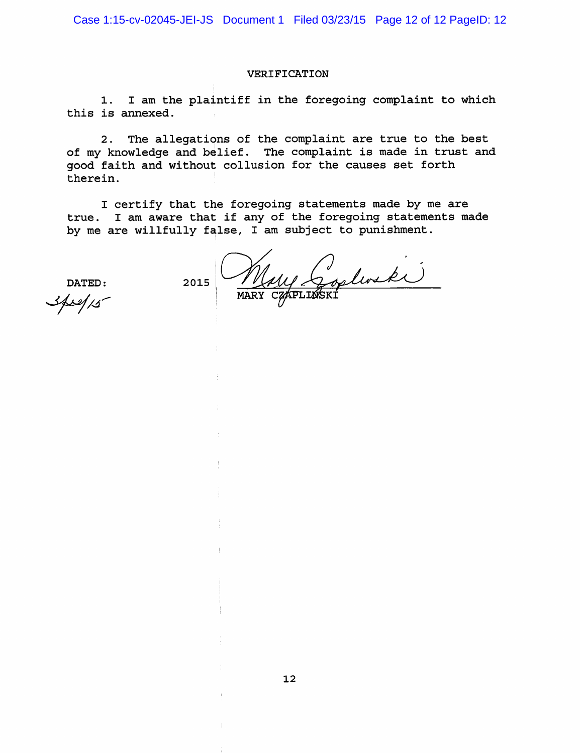# VERIFICATION

1. I am the plaintiff in the foregoing complaint to which this is annexed.

2. The allegations of the complaint are true to the best of my knowledge and belief. The complaint is made in trust and good faith and without collusion for the causes set forth therein.

I certify that the foregoing statements made by me are true. I am aware that if any of the foregoing statements made by me are willfully false, I am subject to punishment.

DATED: 3/20/15 2015

MARY CZAPLINSKI